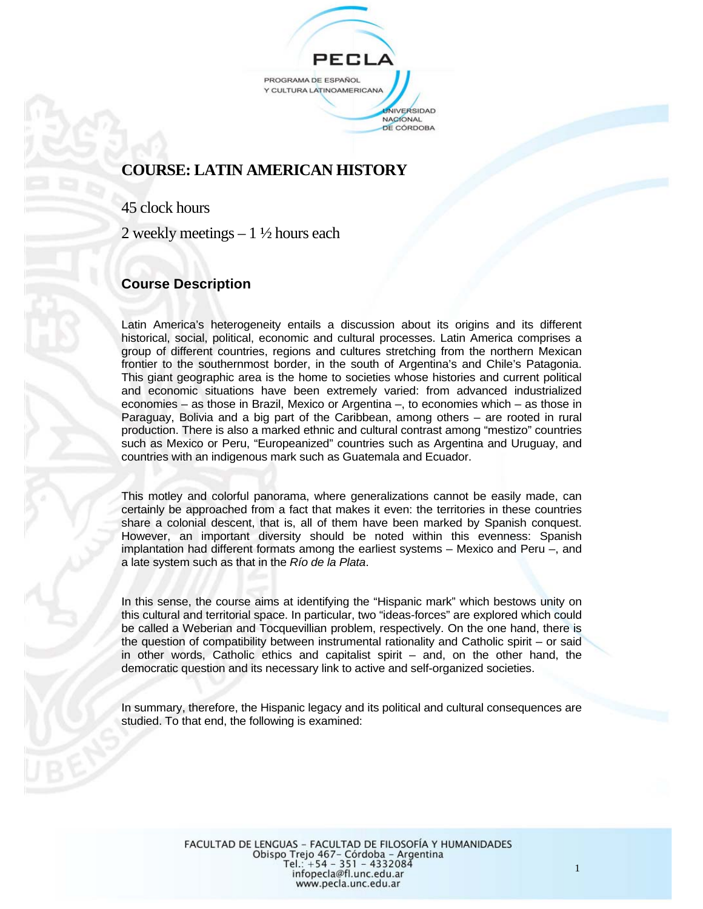# COURSE: LATIN AMERICAN HISTORY

45 clock hours

2 weekly meetings – 1 ½ hours each

## Course Description

Latin America's heterogeneity entails a discussion about its origins and its different historical, social, political, economic and cultural processes. Latin America comprises a group of different countries, regions and cultures stretching from the northern Mexican frontier to the southernmost border, in the south of Argentina's and Chile's Patagonia. This giant geographic area is the home to societies whose histories and current political and economic situations have been extremely varied: from advanced industrialized economies – as those in Brazil, Mexico or Argentina –, to economies which – as those in Paraguay, Bolivia and a big part of the Caribbean, among others – are rooted in rural production. There is also a marked ethnic and cultural contrast among "mestizo" countries such as Mexico or Peru, "Europeanized" countries such as Argentina and Uruguay, and countries with an indigenous mark such as Guatemala and Ecuador.

This motley and colorful panorama, where generalizations cannot be easily made, can certainly be approached from a fact that makes it even: the territories in these countries share a colonial descent, that is, all of them have been marked by Spanish conquest. However, an important diversity should be noted within this evenness: Spanish implantation had different formats among the earliest systems – Mexico and Peru –, and a late system such as that in the *Río de la Plata*.

In this sense, the course aims at identifying the "Hispanic mark" which bestows unity on this cultural and territorial space. In particular, two "ideas-forces" are explored which could be called a Weberian and Tocquevillian problem, respectively. On the one hand, there is the question of compatibility between instrumental rationality and Catholic spirit – or said in other words, Catholic ethics and capitalist spirit – and, on the other hand, the democratic question and its necessary link to active and self-organized societies.

In summary, therefore, the Hispanic legacy and its political and cultural consequences are studied. To that end, the following is examined: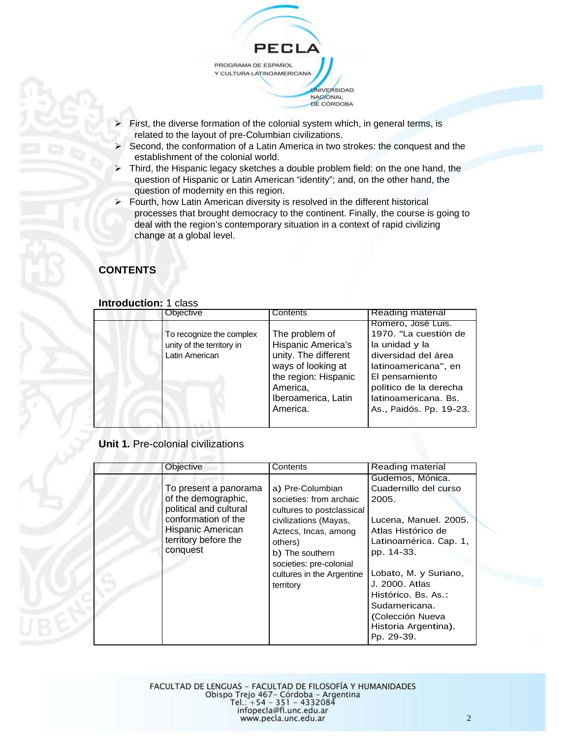- First, the diverse formation of the colonial system which, in general terms, is related to the layout of pre-Columbian civilizations.
- Second, the conformation of a Latin America in two strokes: the conquest and the establishment of the colonial world.
- Third, the Hispanic legacy sketches a double problem field: on the one hand, the question of Hispanic or Latin American "identity"; and, on the other hand, the question of modernity en this region.
- Fourth, how Latin American diversity is resolved in the different historical processes that brought democracy to the continent. Finally, the course is going to deal with the region's contemporary situation in a context of rapid civilizing change at a global level.

## CONTENTS

**Introduction:** 1 class

| | Objective | Contents | Reading material |
|---|---|---|---|
| | To recognize the complex unity of the territory in Latin American | The problem of Hispanic America's unity. The different ways of looking at the region: Hispanic America, Iberoamerica, Latin America. | Romero, José Luis. 1970. "La cuestión de la unidad y la diversidad del área latinoamericana", en El pensamiento político de la derecha latinoamericana. Bs. As., Paidós. Pp. 19-23. |

**Unit 1.** Pre-colonial civilizations

| | Objective | Contents | Reading material |
|---|---|---|---|
| | To present a panorama of the demographic, political and cultural conformation of the Hispanic American territory before the conquest | a) Pre-Columbian societies: from archaic cultures to postclassical civilizations (Mayas, Aztecs, Incas, among others)<br>b) The southern societies: pre-colonial cultures in the Argentine territory | Gudemos, Mónica. Cuadernillo del curso 2005.<br><br>Lucena, Manuel. 2005. Atlas Histórico de Latinoamérica. Cap. 1, pp. 14-33.<br><br>Lobato, M. y Suriano, J. 2000. Atlas Histórico. Bs. As.: Sudamericana. (Colección Nueva Historia Argentina). Pp. 29-39. |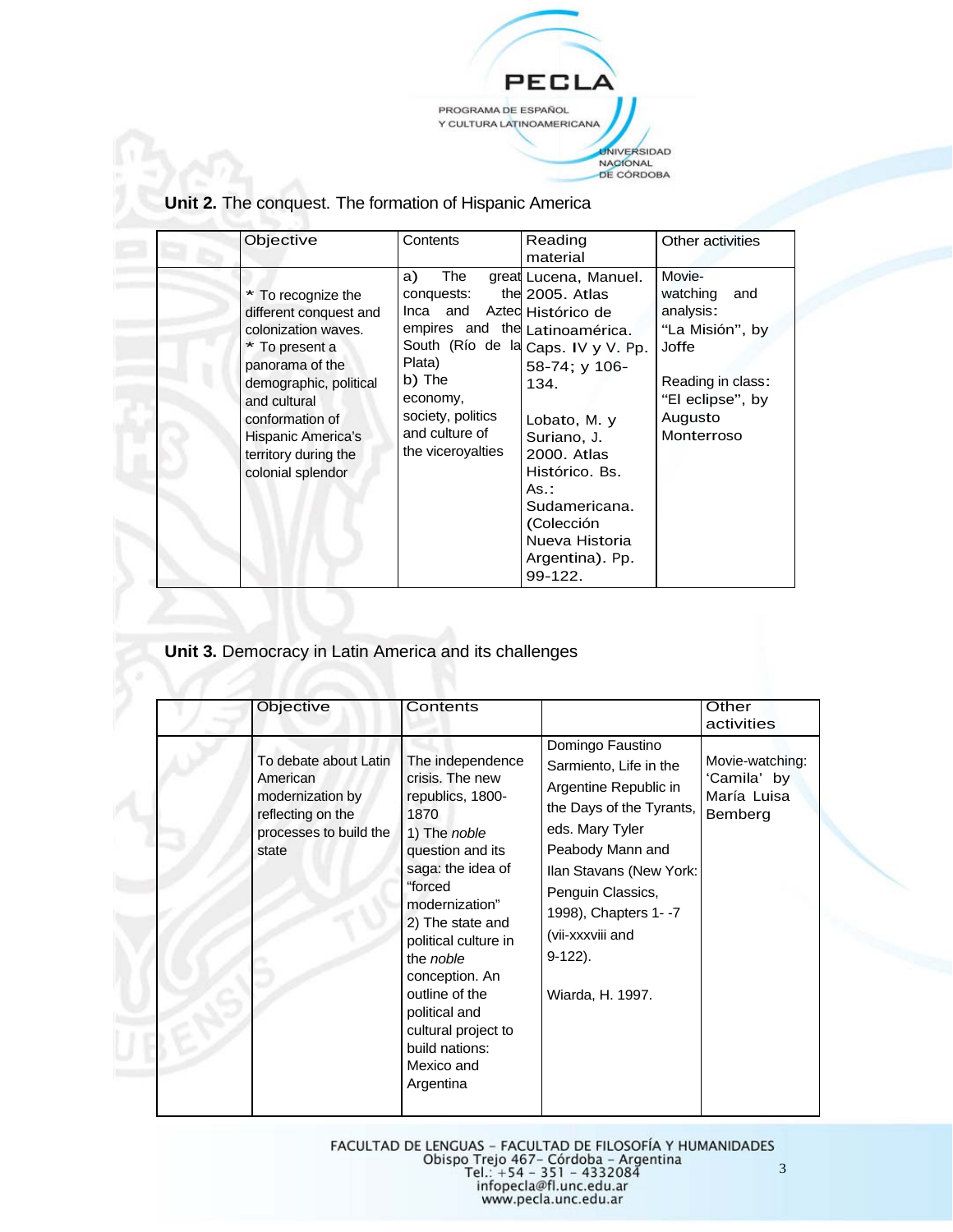**Unit 2.** The conquest. The formation of Hispanic America

| | Objective | Contents | Reading material | Other activities |
|---|---|---|---|---|
| | * To recognize the different conquest and colonization waves. * To present a panorama of the demographic, political and cultural conformation of Hispanic America's territory during the colonial splendor | a) The great conquests: the Inca and Aztec empires and the South (Río de la Plata) b) The economy, society, politics and culture of the viceroyalties | Lucena, Manuel. 2005. Atlas Histórico de Latinoamérica. Caps. IV y V. Pp. 58-74; y 106-134. Lobato, M. y Suriano, J. 2000. Atlas Histórico. Bs. As.: Sudamericana. (Colección Nueva Historia Argentina). Pp. 99-122. | Movie-watching and analysis: "La Misión", by Joffe Reading in class: "El eclipse", by Augusto Monterroso |

**Unit 3.** Democracy in Latin America and its challenges

| | Objective | Contents | | Other activities |
|---|---|---|---|---|
| | To debate about Latin American modernization by reflecting on the processes to build the state | The independence crisis. The new republics, 1800-1870 1) The *noble* question and its saga: the idea of "forced modernization" 2) The state and political culture in the *noble* conception. An outline of the political and cultural project to build nations: Mexico and Argentina | Domingo Faustino Sarmiento, Life in the Argentine Republic in the Days of the Tyrants, eds. Mary Tyler Peabody Mann and Ilan Stavans (New York: Penguin Classics, 1998), Chapters 1- -7 (vii-xxxviii and 9-122). Wiarda, H. 1997. | Movie-watching: 'Camila' by María Luisa Bemberg |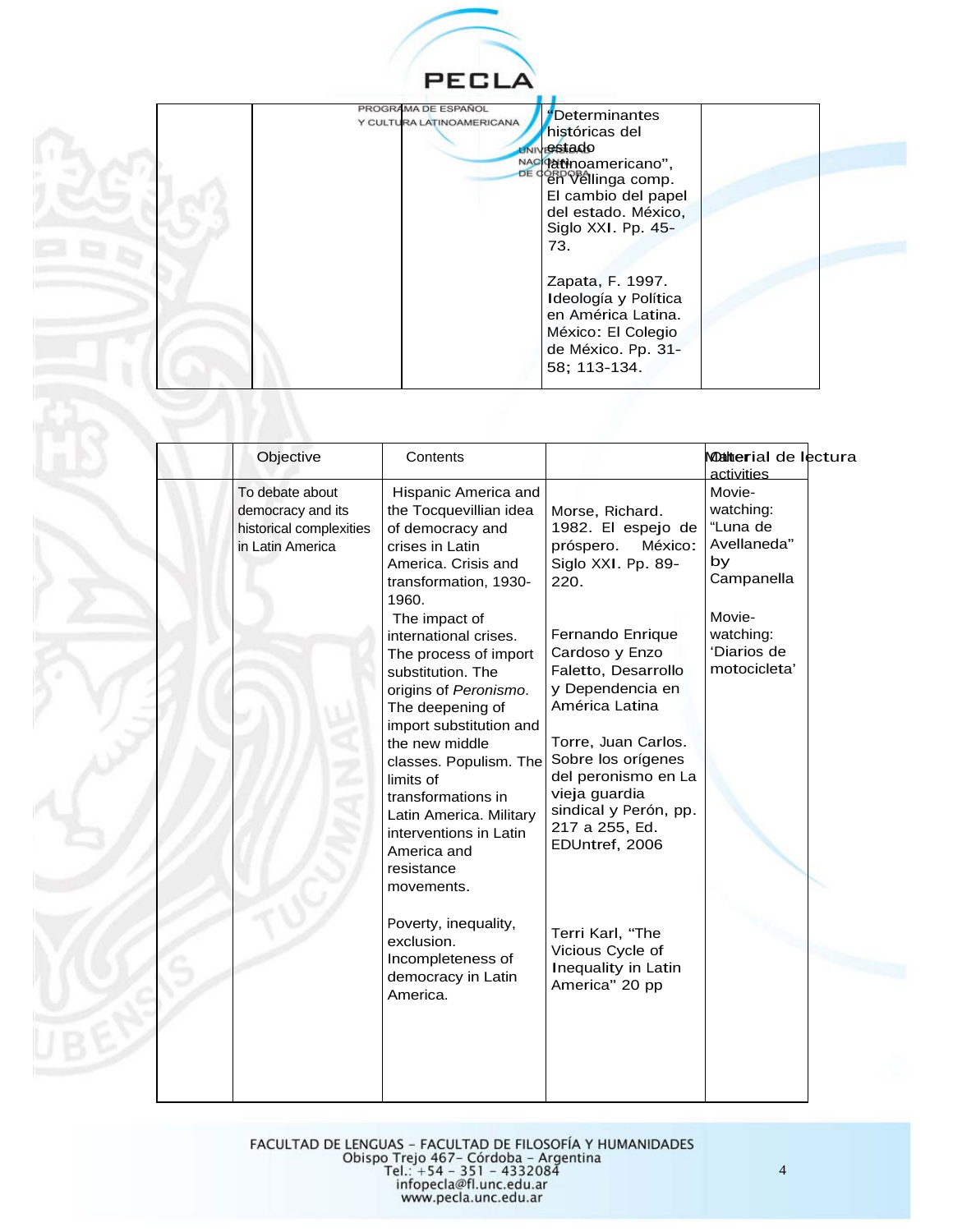| | | | | |
|---|---|---|---|---|
| | | | "Determinantes históricas del estado latinoamericano", en Vellinga comp. El cambio del papel del estado. México, Siglo XXI. Pp. 45-73.<br><br>Zapata, F. 1997. Ideología y Política en América Latina. México: El Colegio de México. Pp. 31-58; 113-134. | |

| | Objective | Contents | Material de lectura | Other activities |
|---|---|---|---|---|
| | To debate about democracy and its historical complexities in Latin America | Hispanic America and the Tocquevillian idea of democracy and crises in Latin America. Crisis and transformation, 1930-1960.<br>The impact of international crises. The process of import substitution. The origins of *Peronismo*. The deepening of import substitution and the new middle classes. Populism. The limits of transformations in Latin America. Military interventions in Latin America and resistance movements.<br><br>Poverty, inequality, exclusion. Incompleteness of democracy in Latin America. | Morse, Richard. 1982. El espejo de próspero. México: Siglo XXI. Pp. 89-220.<br><br>Fernando Enrique Cardoso y Enzo Faletto, Desarrollo y Dependencia en América Latina<br><br>Torre, Juan Carlos. Sobre los orígenes del peronismo en La vieja guardia sindical y Perón, pp. 217 a 255, Ed. EDUntref, 2006<br><br>Terri Karl, "The Vicious Cycle of Inequality in Latin America" 20 pp | Movie-watching: "Luna de Avellaneda" by Campanella<br><br>Movie-watching: 'Diarios de motocicleta' |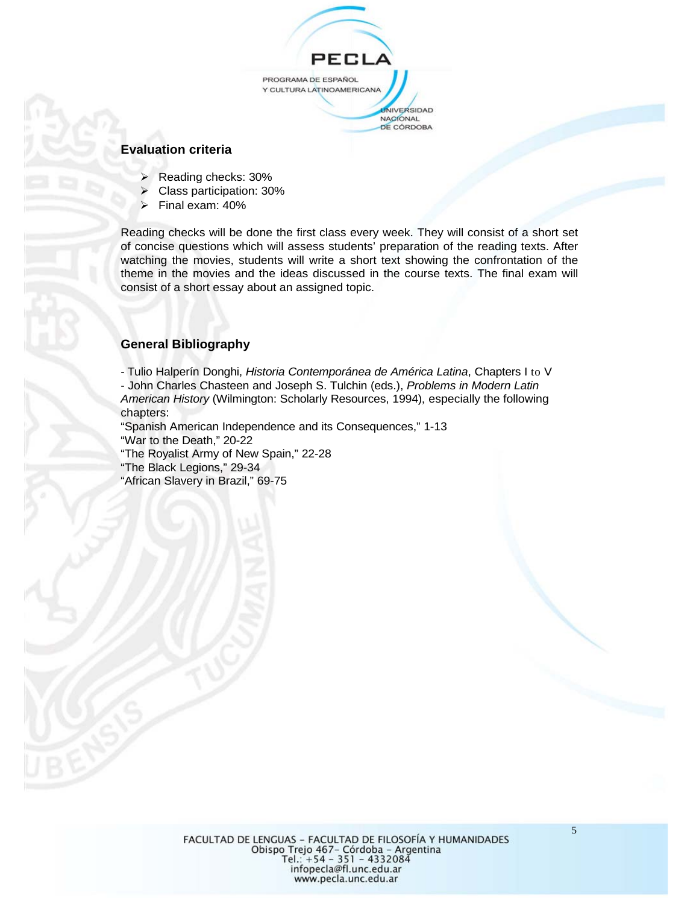## Evaluation criteria

- Reading checks: 30%
- Class participation: 30%
- Final exam: 40%

Reading checks will be done the first class every week. They will consist of a short set of concise questions which will assess students' preparation of the reading texts. After watching the movies, students will write a short text showing the confrontation of the theme in the movies and the ideas discussed in the course texts. The final exam will consist of a short essay about an assigned topic.

## General Bibliography

- Tulio Halperín Donghi, *Historia Contemporánea de América Latina*, Chapters I to V
- John Charles Chasteen and Joseph S. Tulchin (eds.), *Problems in Modern Latin American History* (Wilmington: Scholarly Resources, 1994), especially the following chapters:

"Spanish American Independence and its Consequences," 1-13
"War to the Death," 20-22
"The Royalist Army of New Spain," 22-28
"The Black Legions," 29-34
"African Slavery in Brazil," 69-75